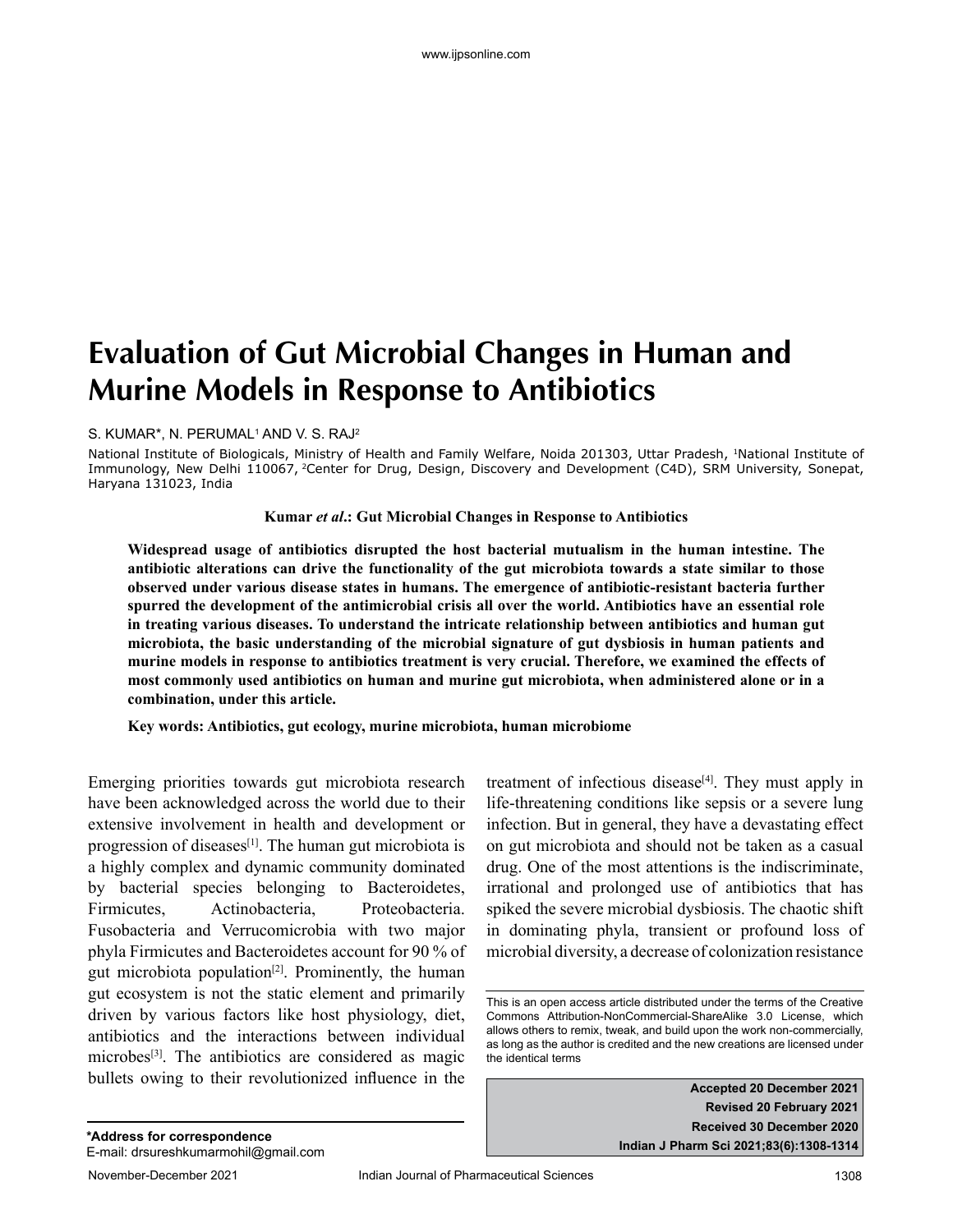# Evaluation of Gut Microbial Changes in Human and Murine Models in Response to Antibiotics

S. KUMAR*, N. PERUMAL[1] AND V. S. RAJ[2]

National Institute of Biologicals, Ministry of Health and Family Welfare, Noida 201303, Uttar Pradesh, [1]National Institute of Immunology, New Delhi 110067, [2]Center for Drug, Design, Discovery and Development (C4D), SRM University, Sonepat, Haryana 131023, India

**Kumar *et al*.: Gut Microbial Changes in Response to Antibiotics**

**Widespread usage of antibiotics disrupted the host bacterial mutualism in the human intestine. The antibiotic alterations can drive the functionality of the gut microbiota towards a state similar to those observed under various disease states in humans. The emergence of antibiotic-resistant bacteria further spurred the development of the antimicrobial crisis all over the world. Antibiotics have an essential role in treating various diseases. To understand the intricate relationship between antibiotics and human gut microbiota, the basic understanding of the microbial signature of gut dysbiosis in human patients and murine models in response to antibiotics treatment is very crucial. Therefore, we examined the effects of most commonly used antibiotics on human and murine gut microbiota, when administered alone or in a combination, under this article.**

**Key words: Antibiotics, gut ecology, murine microbiota, human microbiome**

Emerging priorities towards gut microbiota research have been acknowledged across the world due to their extensive involvement in health and development or progression of diseases[1]. The human gut microbiota is a highly complex and dynamic community dominated by bacterial species belonging to Bacteroidetes, Firmicutes, Actinobacteria, Proteobacteria. Fusobacteria and Verrucomicrobia with two major phyla Firmicutes and Bacteroidetes account for 90 % of gut microbiota population[2]. Prominently, the human gut ecosystem is not the static element and primarily driven by various factors like host physiology, diet, antibiotics and the interactions between individual microbes[3]. The antibiotics are considered as magic bullets owing to their revolutionized influence in the treatment of infectious disease[4]. They must apply in life-threatening conditions like sepsis or a severe lung infection. But in general, they have a devastating effect on gut microbiota and should not be taken as a casual drug. One of the most attentions is the indiscriminate, irrational and prolonged use of antibiotics that has spiked the severe microbial dysbiosis. The chaotic shift in dominating phyla, transient or profound loss of microbial diversity, a decrease of colonization resistance

This is an open access article distributed under the terms of the Creative Commons Attribution-NonCommercial-ShareAlike 3.0 License, which allows others to remix, tweak, and build upon the work non-commercially, as long as the author is credited and the new creations are licensed under the identical terms

**Accepted 20 December 2021**
**Revised 20 February 2021**
**Received 30 December 2020**
**Indian J Pharm Sci 2021;83(6):1308-1314**

***Address for correspondence**
E-mail: drsureshkumarmohil@gmail.com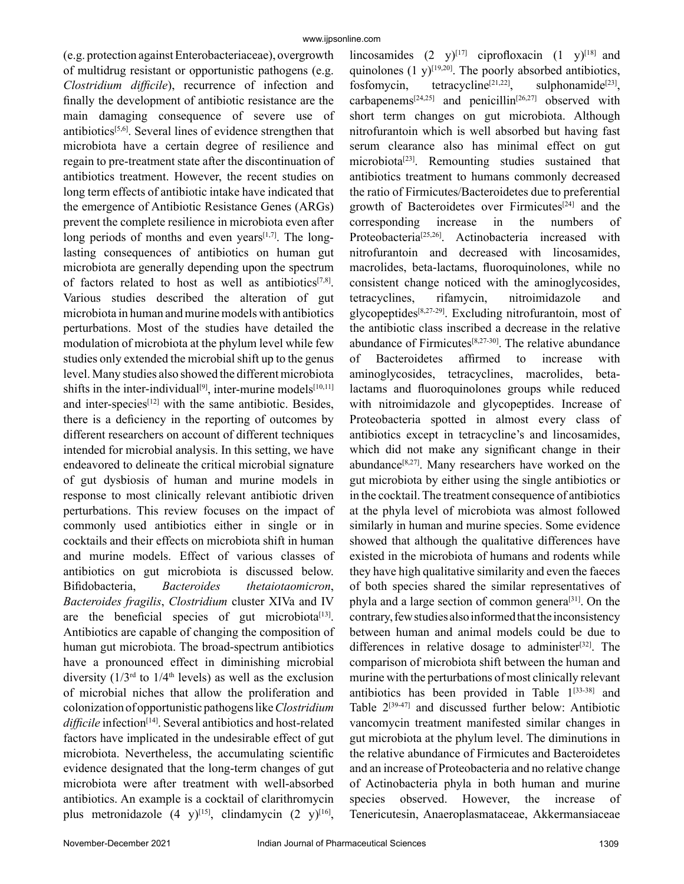(e.g. protection against Enterobacteriaceae), overgrowth of multidrug resistant or opportunistic pathogens (e.g. *Clostridium difficile*), recurrence of infection and finally the development of antibiotic resistance are the main damaging consequence of severe use of antibiotics[5,6]. Several lines of evidence strengthen that microbiota have a certain degree of resilience and regain to pre-treatment state after the discontinuation of antibiotics treatment. However, the recent studies on long term effects of antibiotic intake have indicated that the emergence of Antibiotic Resistance Genes (ARGs) prevent the complete resilience in microbiota even after long periods of months and even years[1,7]. The long-lasting consequences of antibiotics on human gut microbiota are generally depending upon the spectrum of factors related to host as well as antibiotics[7,8]. Various studies described the alteration of gut microbiota in human and murine models with antibiotics perturbations. Most of the studies have detailed the modulation of microbiota at the phylum level while few studies only extended the microbial shift up to the genus level. Many studies also showed the different microbiota shifts in the inter-individual[9], inter-murine models[10,11] and inter-species[12] with the same antibiotic. Besides, there is a deficiency in the reporting of outcomes by different researchers on account of different techniques intended for microbial analysis. In this setting, we have endeavored to delineate the critical microbial signature of gut dysbiosis of human and murine models in response to most clinically relevant antibiotic driven perturbations. This review focuses on the impact of commonly used antibiotics either in single or in cocktails and their effects on microbiota shift in human and murine models. Effect of various classes of antibiotics on gut microbiota is discussed below. Bifidobacteria, *Bacteroides thetaiotaomicron*, *Bacteroides fragilis*, *Clostridium* cluster XIVa and IV are the beneficial species of gut microbiota[13]. Antibiotics are capable of changing the composition of human gut microbiota. The broad-spectrum antibiotics have a pronounced effect in diminishing microbial diversity (1/3rd to 1/4th levels) as well as the exclusion of microbial niches that allow the proliferation and colonization of opportunistic pathogens like *Clostridium difficile* infection[14]. Several antibiotics and host-related factors have implicated in the undesirable effect of gut microbiota. Nevertheless, the accumulating scientific evidence designated that the long-term changes of gut microbiota were after treatment with well-absorbed antibiotics. An example is a cocktail of clarithromycin plus metronidazole (4 y)[15], clindamycin (2 y)[16], lincosamides (2 y)[17] ciprofloxacin (1 y)[18] and quinolones (1 y)[19,20]. The poorly absorbed antibiotics, fosfomycin, tetracycline[21,22], sulphonamide[23], carbapenems[24,25] and penicillin[26,27] observed with short term changes on gut microbiota. Although nitrofurantoin which is well absorbed but having fast serum clearance also has minimal effect on gut microbiota[23]. Remounting studies sustained that antibiotics treatment to humans commonly decreased the ratio of Firmicutes/Bacteroidetes due to preferential growth of Bacteroidetes over Firmicutes[24] and the corresponding increase in the numbers of Proteobacteria[25,26]. Actinobacteria increased with nitrofurantoin and decreased with lincosamides, macrolides, beta-lactams, fluoroquinolones, while no consistent change noticed with the aminoglycosides, tetracyclines, rifamycin, nitroimidazole and glycopeptides[8,27-29]. Excluding nitrofurantoin, most of the antibiotic class inscribed a decrease in the relative abundance of Firmicutes[8,27-30]. The relative abundance of Bacteroidetes affirmed to increase with aminoglycosides, tetracyclines, macrolides, beta-lactams and fluoroquinolones groups while reduced with nitroimidazole and glycopeptides. Increase of Proteobacteria spotted in almost every class of antibiotics except in tetracycline's and lincosamides, which did not make any significant change in their abundance[8,27]. Many researchers have worked on the gut microbiota by either using the single antibiotics or in the cocktail. The treatment consequence of antibiotics at the phyla level of microbiota was almost followed similarly in human and murine species. Some evidence showed that although the qualitative differences have existed in the microbiota of humans and rodents while they have high qualitative similarity and even the faeces of both species shared the similar representatives of phyla and a large section of common genera[31]. On the contrary, few studies also informed that the inconsistency between human and animal models could be due to differences in relative dosage to administer[32]. The comparison of microbiota shift between the human and murine with the perturbations of most clinically relevant antibiotics has been provided in Table 1[33-38] and Table 2[39-47] and discussed further below: Antibiotic vancomycin treatment manifested similar changes in gut microbiota at the phylum level. The diminutions in the relative abundance of Firmicutes and Bacteroidetes and an increase of Proteobacteria and no relative change of Actinobacteria phyla in both human and murine species observed. However, the increase of Tenericutesin, Anaeroplasmataceae, Akkermansiaceae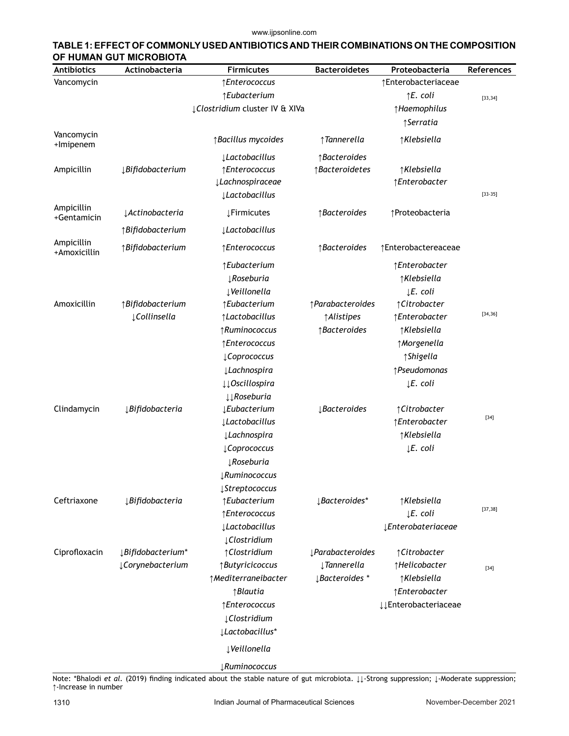**TABLE 1: EFFECT OF COMMONLY USED ANTIBIOTICS AND THEIR COMBINATIONS ON THE COMPOSITION OF HUMAN GUT MICROBIOTA**

| Antibiotics | Actinobacteria | Firmicutes | Bacteroidetes | Proteobacteria | References |
|---|---|---|---|---|---|
| Vancomycin | | ↑*Enterococcus* | | ↑Enterobacteriaceae | [33,34] |
| | | ↑*Eubacterium* | | ↑*E. coli* | |
| | | ↓*Clostridium* cluster IV & XIVa | | ↑*Haemophilus* | |
| | | | | ↑*Serratia* | |
| Vancomycin +Imipenem | | ↑*Bacillus mycoides* | ↑*Tannerella* | ↑*Klebsiella* | |
| | | ↓*Lactobacillus* | ↑*Bacteroides* | | |
| Ampicillin | ↓*Bifidobacterium* | ↑*Enterococcus* | ↑*Bacteroidetes* | ↑*Klebsiella* | [33-35] |
| | | ↓*Lachnospiraceae* | | ↑*Enterobacter* | |
| | | ↓*Lactobacillus* | | | |
| Ampicillin +Gentamicin | ↓*Actinobacteria* | ↓Firmicutes | ↑*Bacteroides* | ↑Proteobacteria | |
| | ↑*Bifidobacterium* | ↓*Lactobacillus* | | | |
| Ampicillin +Amoxicillin | ↑*Bifidobacterium* | ↑*Enterococcus* | ↑*Bacteroides* | ↑Enterobactereaceae | |
| | | ↑*Eubacterium* | | ↑*Enterobacter* | |
| | | ↓*Roseburia* | | ↑*Klebsiella* | |
| | | ↓*Veillonella* | | ↓*E. coli* | |
| Amoxicillin | ↑*Bifidobacterium* | ↑*Eubacterium* | ↑*Parabacteroides* | ↑*Citrobacter* | [34,36] |
| | ↓*Collinsella* | ↑*Lactobacillus* | ↑*Alistipes* | ↑*Enterobacter* | |
| | | ↑*Ruminococcus* | ↑*Bacteroides* | ↑*Klebsiella* | |
| | | ↑*Enterococcus* | | ↑*Morgenella* | |
| | | ↓*Coprococcus* | | ↑*Shigella* | |
| | | ↓*Lachnospira* | | ↑*Pseudomonas* | |
| | | ↓↓*Oscillospira* | | ↓*E. coli* | |
| | | ↓↓*Roseburia* | | | |
| Clindamycin | ↓*Bifidobacteria* | ↓*Eubacterium* | ↓*Bacteroides* | ↑*Citrobacter* | [34] |
| | | ↓*Lactobacillus* | | ↑*Enterobacter* | |
| | | ↓*Lachnospira* | | ↑*Klebsiella* | |
| | | ↓*Coprococcus* | | ↓*E. coli* | |
| | | ↓*Roseburia* | | | |
| | | ↓*Ruminococcus* | | | |
| | | ↓*Streptococcus* | | | |
| Ceftriaxone | ↓*Bifidobacteria* | ↑*Eubacterium* | ↓*Bacteroides** | ↑*Klebsiella* | [37,38] |
| | | ↑*Enterococcus* | | ↓*E. coli* | |
| | | ↓*Lactobacillus* | | ↓*Enterobateriaceae* | |
| | | ↓*Clostridium* | | | |
| Ciprofloxacin | ↓*Bifidobacterium** | ↑*Clostridium* | ↓*Parabacteroides* | ↑*Citrobacter* | [34] |
| | ↓*Corynebacterium* | ↑*Butyricicoccus* | ↓*Tannerella* | ↑*Helicobacter* | |
| | | ↑*Mediterraneibacter* | ↓*Bacteroides* * | ↑*Klebsiella* | |
| | | ↑*Blautia* | | ↑*Enterobacter* | |
| | | ↑*Enterococcus* | | ↓↓Enterobacteriaceae | |
| | | ↓*Clostridium* | | | |
| | | ↓*Lactobacillus** | | | |
| | | ↓*Veillonella* | | | |
| | | ↓*Ruminococcus* | | | |

Note: *Bhalodi *et al.* (2019) finding indicated about the stable nature of gut microbiota. ↓↓-Strong suppression; ↓-Moderate suppression; ↑-Increase in number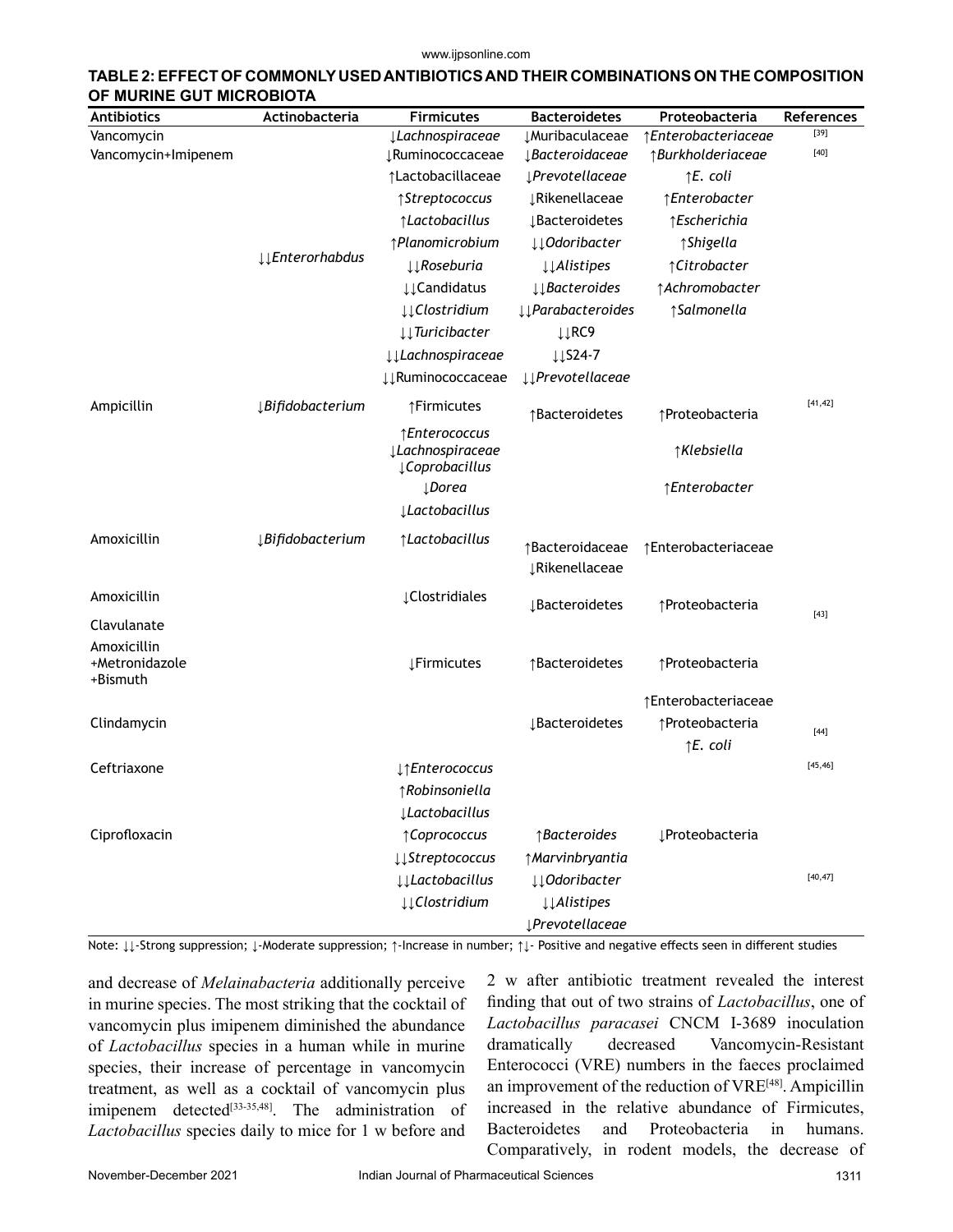**TABLE 2: EFFECT OF COMMONLY USED ANTIBIOTICS AND THEIR COMBINATIONS ON THE COMPOSITION OF MURINE GUT MICROBIOTA**

| Antibiotics | Actinobacteria | Firmicutes | Bacteroidetes | Proteobacteria | References |
|---|---|---|---|---|---|
| Vancomycin | | ↓*Lachnospiraceae* | ↓Muribaculaceae | ↑*Enterobacteriaceae* | [39] |
| Vancomycin+Imipenem | ↓↓*Enterorhabdus* | ↓Ruminococcaceae | ↓*Bacteroidaceae* | ↑*Burkholderiaceae* | [40] |
| | | ↑Lactobacillaceae | ↓*Prevotellaceae* | ↑*E. coli* | |
| | | ↑*Streptococcus* | ↓Rikenellaceae | ↑*Enterobacter* | |
| | | ↑*Lactobacillus* | ↓Bacteroidetes | ↑*Escherichia* | |
| | | ↑*Planomicrobium* | ↓↓*Odoribacter* | ↑*Shigella* | |
| | | ↓↓*Roseburia* | ↓↓*Alistipes* | ↑*Citrobacter* | |
| | | ↓↓Candidatus | ↓↓*Bacteroides* | ↑*Achromobacter* | |
| | | ↓↓*Clostridium* | ↓↓*Parabacteroides* | ↑*Salmonella* | |
| | | ↓↓*Turicibacter* | ↓↓RC9 | | |
| | | ↓↓*Lachnospiraceae* | ↓↓S24-7 | | |
| | | ↓↓Ruminococcaceae | ↓↓*Prevotellaceae* | | |
| Ampicillin | ↓*Bifidobacterium* | ↑Firmicutes | ↑Bacteroidetes | ↑Proteobacteria | [41,42] |
| | | ↑*Enterococcus* ↓*Lachnospiraceae* ↓*Coprobacillus* | | ↑*Klebsiella* | |
| | | ↓*Dorea* | | ↑*Enterobacter* | |
| | | ↓*Lactobacillus* | | | |
| Amoxicillin | ↓*Bifidobacterium* | ↑*Lactobacillus* | ↑Bacteroidaceae ↓Rikenellaceae | ↑Enterobacteriaceae | |
| Amoxicillin Clavulanate | | ↓Clostridiales | ↓Bacteroidetes | ↑Proteobacteria | [43] |
| Amoxicillin +Metronidazole +Bismuth | | ↓Firmicutes | ↑Bacteroidetes | ↑Proteobacteria | |
| Clindamycin | | | ↓Bacteroidetes | ↑Enterobacteriaceae ↑Proteobacteria ↑*E. coli* | [44] |
| Ceftriaxone | | ↓↑*Enterococcus* | | | [45,46] |
| | | ↑*Robinsoniella* | | | |
| | | ↓*Lactobacillus* | | | |
| Ciprofloxacin | | ↑*Coprococcus* | ↑*Bacteroides* | ↓Proteobacteria | [40,47] |
| | | ↓↓*Streptococcus* | ↑*Marvinbryantia* | | |
| | | ↓↓*Lactobacillus* | ↓↓*Odoribacter* | | |
| | | ↓↓*Clostridium* | ↓↓*Alistipes* | | |
| | | | ↓*Prevotellaceae* | | |

Note: ↓↓-Strong suppression; ↓-Moderate suppression; ↑-Increase in number; ↑↓- Positive and negative effects seen in different studies

and decrease of *Melainabacteria* additionally perceive in murine species. The most striking that the cocktail of vancomycin plus imipenem diminished the abundance of *Lactobacillus* species in a human while in murine species, their increase of percentage in vancomycin treatment, as well as a cocktail of vancomycin plus imipenem detected[33-35,48]. The administration of *Lactobacillus* species daily to mice for 1 w before and 2 w after antibiotic treatment revealed the interest finding that out of two strains of *Lactobacillus*, one of *Lactobacillus paracasei* CNCM I-3689 inoculation dramatically decreased Vancomycin-Resistant Enterococci (VRE) numbers in the faeces proclaimed an improvement of the reduction of VRE[48]. Ampicillin increased in the relative abundance of Firmicutes, Bacteroidetes and Proteobacteria in humans. Comparatively, in rodent models, the decrease of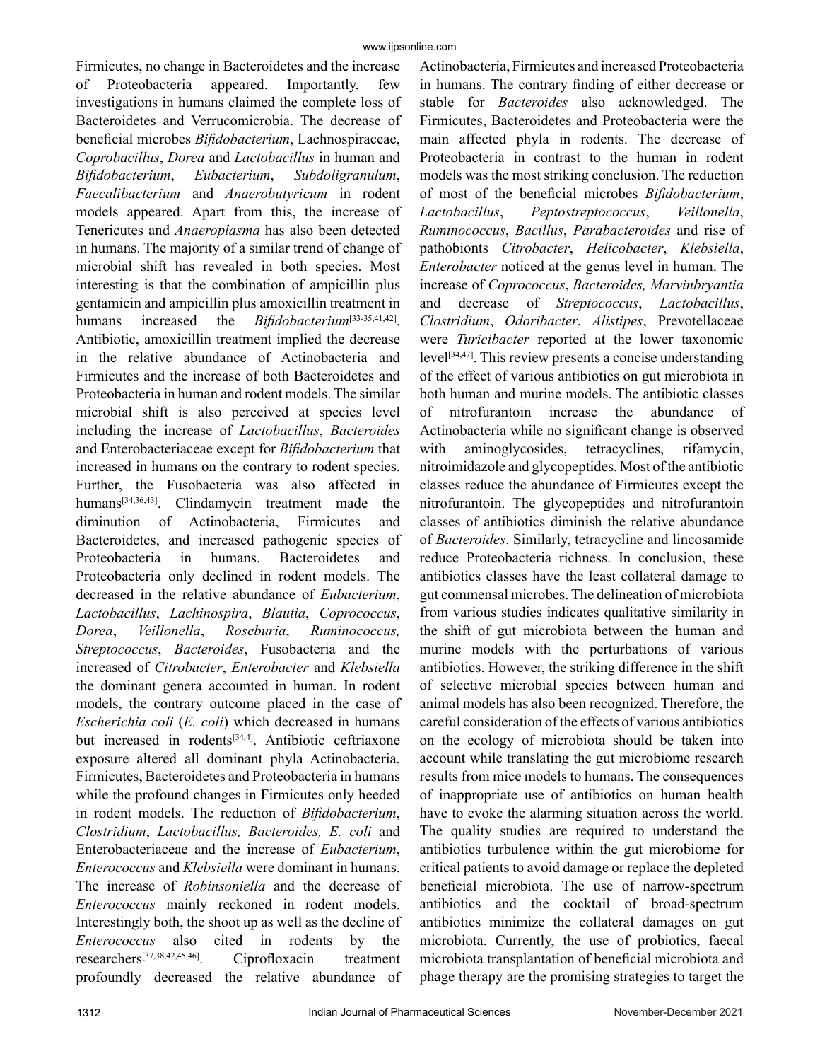Firmicutes, no change in Bacteroidetes and the increase of Proteobacteria appeared. Importantly, few investigations in humans claimed the complete loss of Bacteroidetes and Verrucomicrobia. The decrease of beneficial microbes *Bifidobacterium*, Lachnospiraceae, *Coprobacillus*, *Dorea* and *Lactobacillus* in human and *Bifidobacterium*, *Eubacterium*, *Subdoligranulum*, *Faecalibacterium* and *Anaerobutyricum* in rodent models appeared. Apart from this, the increase of Tenericutes and *Anaeroplasma* has also been detected in humans. The majority of a similar trend of change of microbial shift has revealed in both species. Most interesting is that the combination of ampicillin plus gentamicin and ampicillin plus amoxicillin treatment in humans increased the *Bifidobacterium*[33-35,41,42]. Antibiotic, amoxicillin treatment implied the decrease in the relative abundance of Actinobacteria and Firmicutes and the increase of both Bacteroidetes and Proteobacteria in human and rodent models. The similar microbial shift is also perceived at species level including the increase of *Lactobacillus*, *Bacteroides* and Enterobacteriaceae except for *Bifidobacterium* that increased in humans on the contrary to rodent species. Further, the Fusobacteria was also affected in humans[34,36,43]. Clindamycin treatment made the diminution of Actinobacteria, Firmicutes and Bacteroidetes, and increased pathogenic species of Proteobacteria in humans. Bacteroidetes and Proteobacteria only declined in rodent models. The decreased in the relative abundance of *Eubacterium*, *Lactobacillus*, *Lachinospira*, *Blautia*, *Coprococcus*, *Dorea*, *Veillonella*, *Roseburia*, *Ruminococcus, Streptococcus*, *Bacteroides*, Fusobacteria and the increased of *Citrobacter*, *Enterobacter* and *Klebsiella* the dominant genera accounted in human. In rodent models, the contrary outcome placed in the case of *Escherichia coli* (*E. coli*) which decreased in humans but increased in rodents[34,4]. Antibiotic ceftriaxone exposure altered all dominant phyla Actinobacteria, Firmicutes, Bacteroidetes and Proteobacteria in humans while the profound changes in Firmicutes only heeded in rodent models. The reduction of *Bifidobacterium*, *Clostridium*, *Lactobacillus, Bacteroides, E. coli* and Enterobacteriaceae and the increase of *Eubacterium*, *Enterococcus* and *Klebsiella* were dominant in humans. The increase of *Robinsoniella* and the decrease of *Enterococcus* mainly reckoned in rodent models. Interestingly both, the shoot up as well as the decline of *Enterococcus* also cited in rodents by the researchers[37,38,42,45,46]. Ciprofloxacin treatment profoundly decreased the relative abundance of Actinobacteria, Firmicutes and increased Proteobacteria in humans. The contrary finding of either decrease or stable for *Bacteroides* also acknowledged. The Firmicutes, Bacteroidetes and Proteobacteria were the main affected phyla in rodents. The decrease of Proteobacteria in contrast to the human in rodent models was the most striking conclusion. The reduction of most of the beneficial microbes *Bifidobacterium*, *Lactobacillus*, *Peptostreptococcus*, *Veillonella*, *Ruminococcus*, *Bacillus*, *Parabacteroides* and rise of pathobionts *Citrobacter*, *Helicobacter*, *Klebsiella*, *Enterobacter* noticed at the genus level in human. The increase of *Coprococcus*, *Bacteroides, Marvinbryantia* and decrease of *Streptococcus*, *Lactobacillus*, *Clostridium*, *Odoribacter*, *Alistipes*, Prevotellaceae were *Turicibacter* reported at the lower taxonomic level[34,47]. This review presents a concise understanding of the effect of various antibiotics on gut microbiota in both human and murine models. The antibiotic classes of nitrofurantoin increase the abundance of Actinobacteria while no significant change is observed with aminoglycosides, tetracyclines, rifamycin, nitroimidazole and glycopeptides. Most of the antibiotic classes reduce the abundance of Firmicutes except the nitrofurantoin. The glycopeptides and nitrofurantoin classes of antibiotics diminish the relative abundance of *Bacteroides*. Similarly, tetracycline and lincosamide reduce Proteobacteria richness. In conclusion, these antibiotics classes have the least collateral damage to gut commensal microbes. The delineation of microbiota from various studies indicates qualitative similarity in the shift of gut microbiota between the human and murine models with the perturbations of various antibiotics. However, the striking difference in the shift of selective microbial species between human and animal models has also been recognized. Therefore, the careful consideration of the effects of various antibiotics on the ecology of microbiota should be taken into account while translating the gut microbiome research results from mice models to humans. The consequences of inappropriate use of antibiotics on human health have to evoke the alarming situation across the world. The quality studies are required to understand the antibiotics turbulence within the gut microbiome for critical patients to avoid damage or replace the depleted beneficial microbiota. The use of narrow-spectrum antibiotics and the cocktail of broad-spectrum antibiotics minimize the collateral damages on gut microbiota. Currently, the use of probiotics, faecal microbiota transplantation of beneficial microbiota and phage therapy are the promising strategies to target the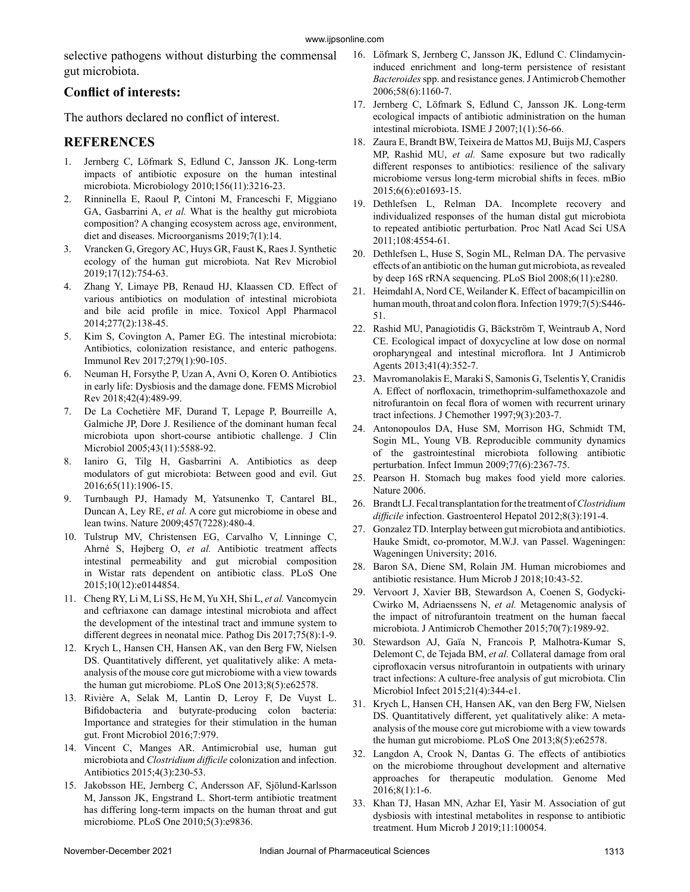selective pathogens without disturbing the commensal gut microbiota.

## Conflict of interests:

The authors declared no conflict of interest.

## REFERENCES

1. Jernberg C, Löfmark S, Edlund C, Jansson JK. Long-term impacts of antibiotic exposure on the human intestinal microbiota. Microbiology 2010;156(11):3216-23.
2. Rinninella E, Raoul P, Cintoni M, Franceschi F, Miggiano GA, Gasbarrini A, *et al.* What is the healthy gut microbiota composition? A changing ecosystem across age, environment, diet and diseases. Microorganisms 2019;7(1):14.
3. Vrancken G, Gregory AC, Huys GR, Faust K, Raes J. Synthetic ecology of the human gut microbiota. Nat Rev Microbiol 2019;17(12):754-63.
4. Zhang Y, Limaye PB, Renaud HJ, Klaassen CD. Effect of various antibiotics on modulation of intestinal microbiota and bile acid profile in mice. Toxicol Appl Pharmacol 2014;277(2):138-45.
5. Kim S, Covington A, Pamer EG. The intestinal microbiota: Antibiotics, colonization resistance, and enteric pathogens. Immunol Rev 2017;279(1):90-105.
6. Neuman H, Forsythe P, Uzan A, Avni O, Koren O. Antibiotics in early life: Dysbiosis and the damage done. FEMS Microbiol Rev 2018;42(4):489-99.
7. De La Cochetière MF, Durand T, Lepage P, Bourreille A, Galmiche JP, Dore J. Resilience of the dominant human fecal microbiota upon short-course antibiotic challenge. J Clin Microbiol 2005;43(11):5588-92.
8. Ianiro G, Tilg H, Gasbarrini A. Antibiotics as deep modulators of gut microbiota: Between good and evil. Gut 2016;65(11):1906-15.
9. Turnbaugh PJ, Hamady M, Yatsunenko T, Cantarel BL, Duncan A, Ley RE, *et al.* A core gut microbiome in obese and lean twins. Nature 2009;457(7228):480-4.
10. Tulstrup MV, Christensen EG, Carvalho V, Linninge C, Ahrné S, Højberg O, *et al.* Antibiotic treatment affects intestinal permeability and gut microbial composition in Wistar rats dependent on antibiotic class. PLoS One 2015;10(12):e0144854.
11. Cheng RY, Li M, Li SS, He M, Yu XH, Shi L, *et al.* Vancomycin and ceftriaxone can damage intestinal microbiota and affect the development of the intestinal tract and immune system to different degrees in neonatal mice. Pathog Dis 2017;75(8):1-9.
12. Krych L, Hansen CH, Hansen AK, van den Berg FW, Nielsen DS. Quantitatively different, yet qualitatively alike: A meta-analysis of the mouse core gut microbiome with a view towards the human gut microbiome. PLoS One 2013;8(5):e62578.
13. Rivière A, Selak M, Lantin D, Leroy F, De Vuyst L. Bifidobacteria and butyrate-producing colon bacteria: Importance and strategies for their stimulation in the human gut. Front Microbiol 2016;7:979.
14. Vincent C, Manges AR. Antimicrobial use, human gut microbiota and *Clostridium difficile* colonization and infection. Antibiotics 2015;4(3):230-53.
15. Jakobsson HE, Jernberg C, Andersson AF, Sjölund-Karlsson M, Jansson JK, Engstrand L. Short-term antibiotic treatment has differing long-term impacts on the human throat and gut microbiome. PLoS One 2010;5(3):e9836.
16. Löfmark S, Jernberg C, Jansson JK, Edlund C. Clindamycin-induced enrichment and long-term persistence of resistant *Bacteroides* spp. and resistance genes. J Antimicrob Chemother 2006;58(6):1160-7.
17. Jernberg C, Löfmark S, Edlund C, Jansson JK. Long-term ecological impacts of antibiotic administration on the human intestinal microbiota. ISME J 2007;1(1):56-66.
18. Zaura E, Brandt BW, Teixeira de Mattos MJ, Buijs MJ, Caspers MP, Rashid MU, *et al.* Same exposure but two radically different responses to antibiotics: resilience of the salivary microbiome versus long-term microbial shifts in feces. mBio 2015;6(6):e01693-15.
19. Dethlefsen L, Relman DA. Incomplete recovery and individualized responses of the human distal gut microbiota to repeated antibiotic perturbation. Proc Natl Acad Sci USA 2011;108:4554-61.
20. Dethlefsen L, Huse S, Sogin ML, Relman DA. The pervasive effects of an antibiotic on the human gut microbiota, as revealed by deep 16S rRNA sequencing. PLoS Biol 2008;6(11):e280.
21. Heimdahl A, Nord CE, Weilander K. Effect of bacampicillin on human mouth, throat and colon flora. Infection 1979;7(5):S446-51.
22. Rashid MU, Panagiotidis G, Bäckström T, Weintraub A, Nord CE. Ecological impact of doxycycline at low dose on normal oropharyngeal and intestinal microflora. Int J Antimicrob Agents 2013;41(4):352-7.
23. Mavromanolakis E, Maraki S, Samonis G, Tselentis Y, Cranidis A. Effect of norfloxacin, trimethoprim-sulfamethoxazole and nitrofurantoin on fecal flora of women with recurrent urinary tract infections. J Chemother 1997;9(3):203-7.
24. Antonopoulos DA, Huse SM, Morrison HG, Schmidt TM, Sogin ML, Young VB. Reproducible community dynamics of the gastrointestinal microbiota following antibiotic perturbation. Infect Immun 2009;77(6):2367-75.
25. Pearson H. Stomach bug makes food yield more calories. Nature 2006.
26. Brandt LJ. Fecal transplantation for the treatment of *Clostridium difficile* infection. Gastroenterol Hepatol 2012;8(3):191-4.
27. Gonzalez TD. Interplay between gut microbiota and antibiotics. Hauke Smidt, co-promotor, M.W.J. van Passel. Wageningen: Wageningen University; 2016.
28. Baron SA, Diene SM, Rolain JM. Human microbiomes and antibiotic resistance. Hum Microb J 2018;10:43-52.
29. Vervoort J, Xavier BB, Stewardson A, Coenen S, Godycki-Cwirko M, Adriaenssens N, *et al.* Metagenomic analysis of the impact of nitrofurantoin treatment on the human faecal microbiota. J Antimicrob Chemother 2015;70(7):1989-92.
30. Stewardson AJ, Gaïa N, Francois P, Malhotra-Kumar S, Delemont C, de Tejada BM, *et al.* Collateral damage from oral ciprofloxacin versus nitrofurantoin in outpatients with urinary tract infections: A culture-free analysis of gut microbiota. Clin Microbiol Infect 2015;21(4):344-e1.
31. Krych L, Hansen CH, Hansen AK, van den Berg FW, Nielsen DS. Quantitatively different, yet qualitatively alike: A meta-analysis of the mouse core gut microbiome with a view towards the human gut microbiome. PLoS One 2013;8(5):e62578.
32. Langdon A, Crook N, Dantas G. The effects of antibiotics on the microbiome throughout development and alternative approaches for therapeutic modulation. Genome Med 2016;8(1):1-6.
33. Khan TJ, Hasan MN, Azhar EI, Yasir M. Association of gut dysbiosis with intestinal metabolites in response to antibiotic treatment. Hum Microb J 2019;11:100054.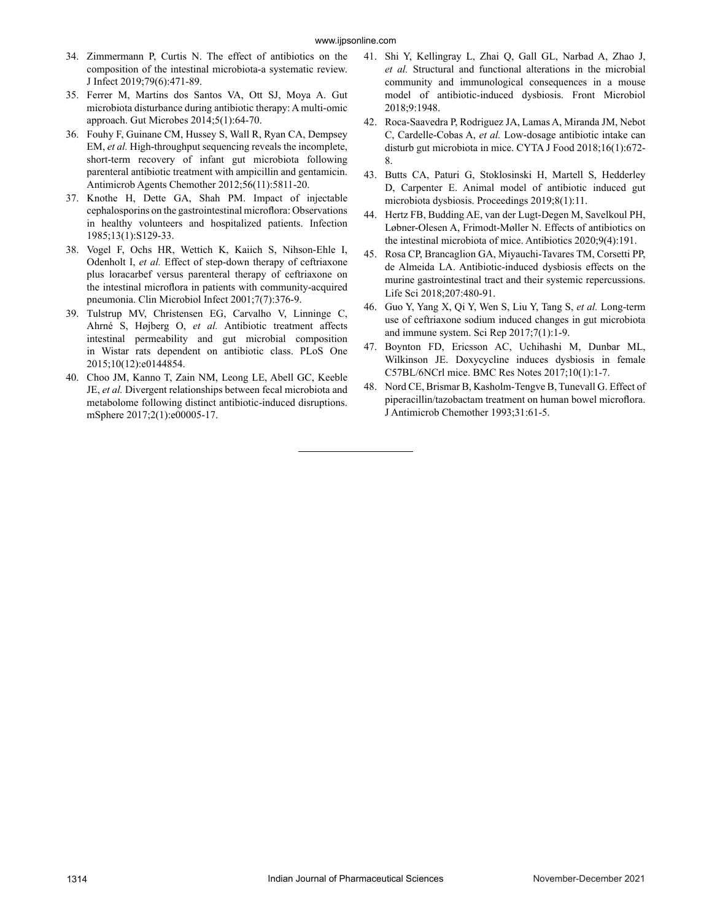34. Zimmermann P, Curtis N. The effect of antibiotics on the composition of the intestinal microbiota-a systematic review. J Infect 2019;79(6):471-89.
35. Ferrer M, Martins dos Santos VA, Ott SJ, Moya A. Gut microbiota disturbance during antibiotic therapy: A multi-omic approach. Gut Microbes 2014;5(1):64-70.
36. Fouhy F, Guinane CM, Hussey S, Wall R, Ryan CA, Dempsey EM, *et al.* High-throughput sequencing reveals the incomplete, short-term recovery of infant gut microbiota following parenteral antibiotic treatment with ampicillin and gentamicin. Antimicrob Agents Chemother 2012;56(11):5811-20.
37. Knothe H, Dette GA, Shah PM. Impact of injectable cephalosporins on the gastrointestinal microflora: Observations in healthy volunteers and hospitalized patients. Infection 1985;13(1):S129-33.
38. Vogel F, Ochs HR, Wettich K, Kaiich S, Nihson-Ehle I, Odenholt I, *et al.* Effect of step-down therapy of ceftriaxone plus loracarbef versus parenteral therapy of ceftriaxone on the intestinal microflora in patients with community-acquired pneumonia. Clin Microbiol Infect 2001;7(7):376-9.
39. Tulstrup MV, Christensen EG, Carvalho V, Linninge C, Ahrné S, Højberg O, *et al.* Antibiotic treatment affects intestinal permeability and gut microbial composition in Wistar rats dependent on antibiotic class. PLoS One 2015;10(12):e0144854.
40. Choo JM, Kanno T, Zain NM, Leong LE, Abell GC, Keeble JE, *et al.* Divergent relationships between fecal microbiota and metabolome following distinct antibiotic-induced disruptions. mSphere 2017;2(1):e00005-17.
41. Shi Y, Kellingray L, Zhai Q, Gall GL, Narbad A, Zhao J, *et al.* Structural and functional alterations in the microbial community and immunological consequences in a mouse model of antibiotic-induced dysbiosis. Front Microbiol 2018;9:1948.
42. Roca-Saavedra P, Rodriguez JA, Lamas A, Miranda JM, Nebot C, Cardelle-Cobas A, *et al.* Low-dosage antibiotic intake can disturb gut microbiota in mice. CYTA J Food 2018;16(1):672-8.
43. Butts CA, Paturi G, Stoklosinski H, Martell S, Hedderley D, Carpenter E. Animal model of antibiotic induced gut microbiota dysbiosis. Proceedings 2019;8(1):11.
44. Hertz FB, Budding AE, van der Lugt-Degen M, Savelkoul PH, Løbner-Olesen A, Frimodt-Møller N. Effects of antibiotics on the intestinal microbiota of mice. Antibiotics 2020;9(4):191.
45. Rosa CP, Brancaglion GA, Miyauchi-Tavares TM, Corsetti PP, de Almeida LA. Antibiotic-induced dysbiosis effects on the murine gastrointestinal tract and their systemic repercussions. Life Sci 2018;207:480-91.
46. Guo Y, Yang X, Qi Y, Wen S, Liu Y, Tang S, *et al.* Long-term use of ceftriaxone sodium induced changes in gut microbiota and immune system. Sci Rep 2017;7(1):1-9.
47. Boynton FD, Ericsson AC, Uchihashi M, Dunbar ML, Wilkinson JE. Doxycycline induces dysbiosis in female C57BL/6NCrl mice. BMC Res Notes 2017;10(1):1-7.
48. Nord CE, Brismar B, Kasholm-Tengve B, Tunevall G. Effect of piperacillin/tazobactam treatment on human bowel microflora. J Antimicrob Chemother 1993;31:61-5.